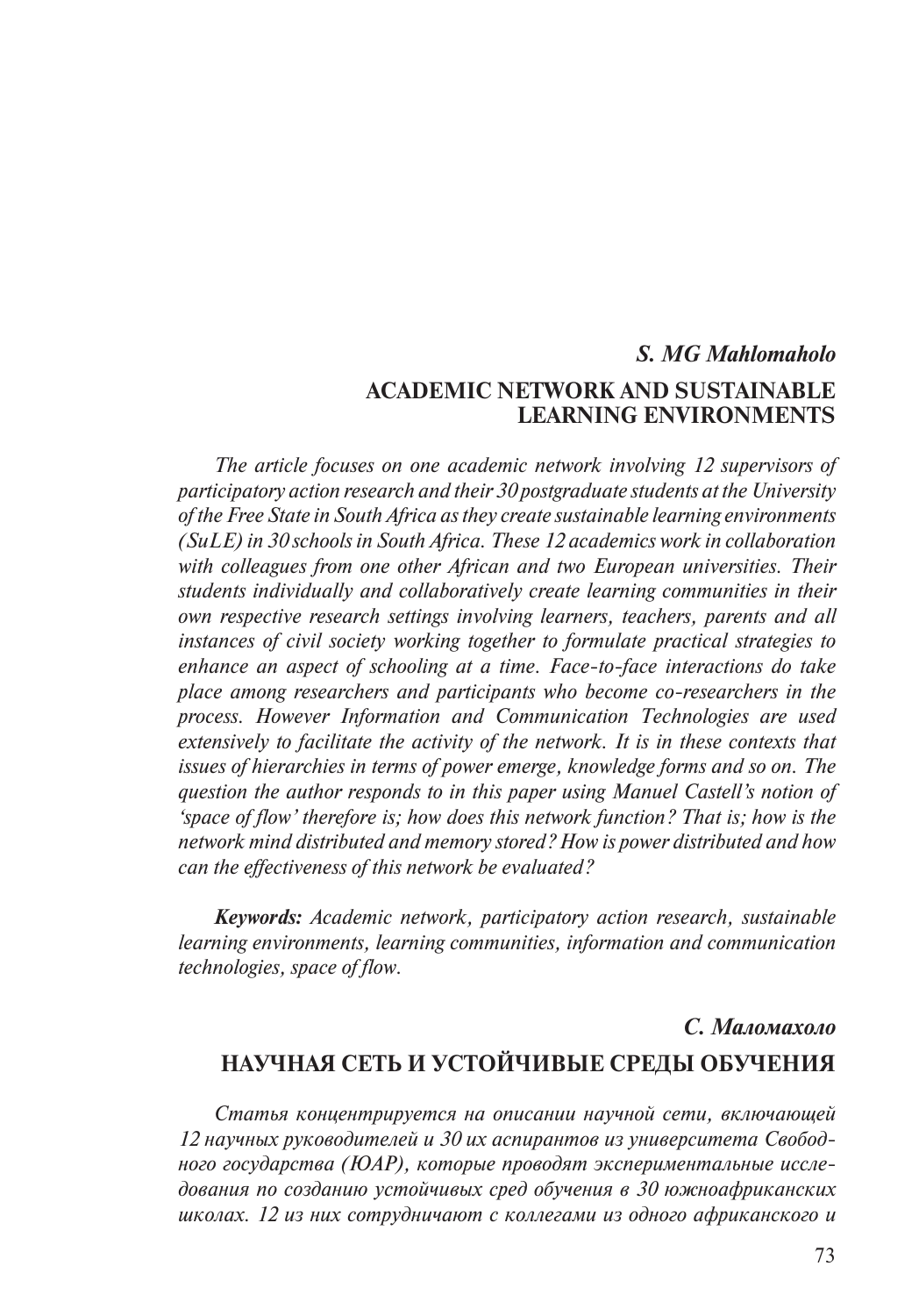***S. MG Mahlomaholo***

# ACADEMIC NETWORK AND SUSTAINABLE LEARNING ENVIRONMENTS

*The article focuses on one academic network involving 12 supervisors of participatory action research and their 30 postgraduate students at the University of the Free State in South Africa as they create sustainable learning environments (SuLE) in 30 schools in South Africa. These 12 academics work in collaboration with colleagues from one other African and two European universities. Their students individually and collaboratively create learning communities in their own respective research settings involving learners, teachers, parents and all instances of civil society working together to formulate practical strategies to enhance an aspect of schooling at a time. Face-to-face interactions do take place among researchers and participants who become co-researchers in the process. However Information and Communication Technologies are used extensively to facilitate the activity of the network. It is in these contexts that issues of hierarchies in terms of power emerge, knowledge forms and so on. The question the author responds to in this paper using Manuel Castell's notion of 'space of flow' therefore is; how does this network function? That is; how is the network mind distributed and memory stored? How is power distributed and how can the effectiveness of this network be evaluated?*

***Keywords:*** *Academic network, participatory action research, sustainable learning environments, learning communities, information and communication technologies, space of flow.*

***С. Маломахоло***

# НАУЧНАЯ СЕТЬ И УСТОЙЧИВЫЕ СРЕДЫ ОБУЧЕНИЯ

*Статья концентрируется на описании научной сети, включающей 12 научных руководителей и 30 их аспирантов из университета Свободного государства (ЮАР), которые проводят экспериментальные исследования по созданию устойчивых сред обучения в 30 южноафриканских школах. 12 из них сотрудничают с коллегами из одного африканского и*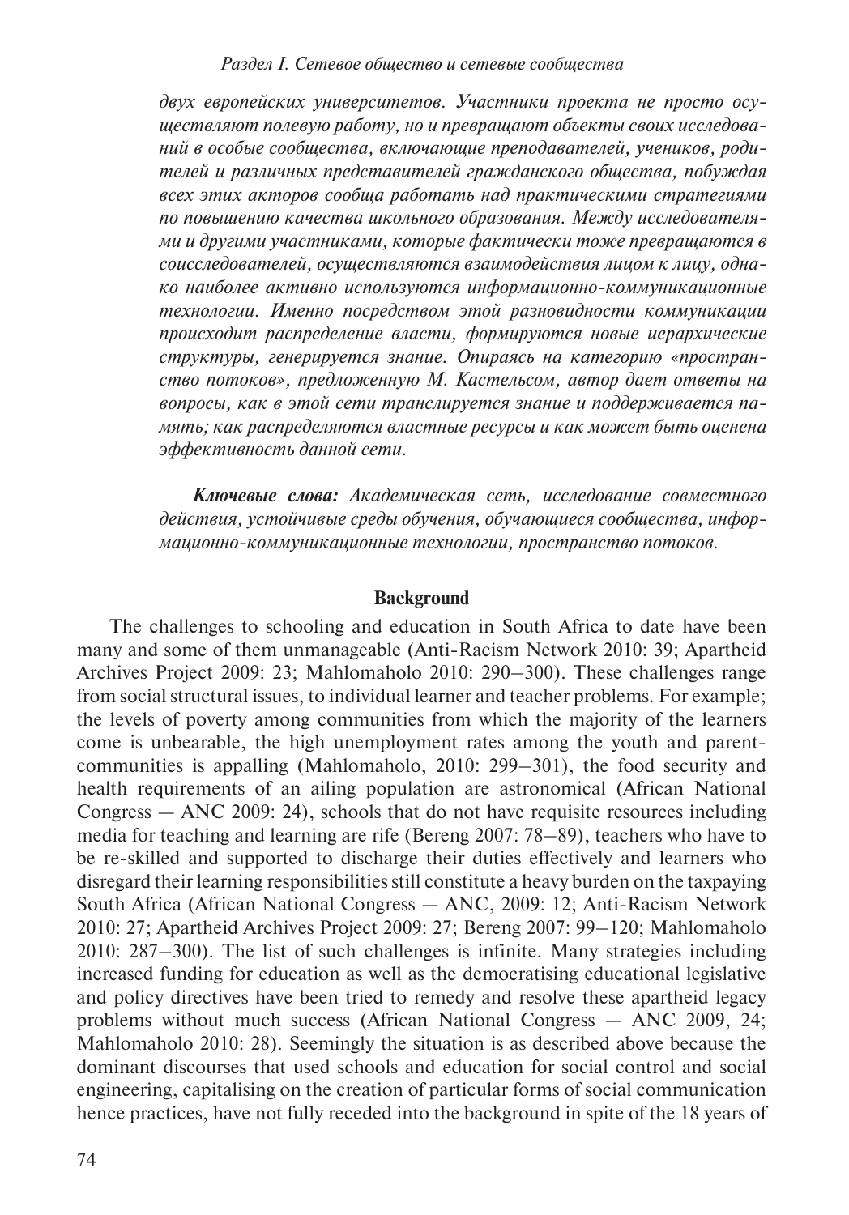*двух европейских университетов. Участники проекта не просто осуществляют полевую работу, но и превращают объекты своих исследований в особые сообщества, включающие преподавателей, учеников, родителей и различных представителей гражданского общества, побуждая всех этих акторов сообща работать над практическими стратегиями по повышению качества школьного образования. Между исследователями и другими участниками, которые фактически тоже превращаются в соисследователей, осуществляются взаимодействия лицом к лицу, однако наиболее активно используются информационно-коммуникационные технологии. Именно посредством этой разновидности коммуникации происходит распределение власти, формируются новые иерархические структуры, генерируется знание. Опираясь на категорию «пространство потоков», предложенную М. Кастельсом, автор дает ответы на вопросы, как в этой сети транслируется знание и поддерживается память; как распределяются властные ресурсы и как может быть оценена эффективность данной сети.*

***Ключевые слова:*** *Академическая сеть, исследование совместного действия, устойчивые среды обучения, обучающиеся сообщества, информационно-коммуникационные технологии, пространство потоков.*

## Background

The challenges to schooling and education in South Africa to date have been many and some of them unmanageable (Anti-Racism Network 2010: 39; Apartheid Archives Project 2009: 23; Mahlomaholo 2010: 290–300). These challenges range from social structural issues, to individual learner and teacher problems. For example; the levels of poverty among communities from which the majority of the learners come is unbearable, the high unemployment rates among the youth and parent-communities is appalling (Mahlomaholo, 2010: 299–301), the food security and health requirements of an ailing population are astronomical (African National Congress — ANC 2009: 24), schools that do not have requisite resources including media for teaching and learning are rife (Bereng 2007: 78–89), teachers who have to be re-skilled and supported to discharge their duties effectively and learners who disregard their learning responsibilities still constitute a heavy burden on the taxpaying South Africa (African National Congress — ANC, 2009: 12; Anti-Racism Network 2010: 27; Apartheid Archives Project 2009: 27; Bereng 2007: 99–120; Mahlomaholo 2010: 287–300). The list of such challenges is infinite. Many strategies including increased funding for education as well as the democratising educational legislative and policy directives have been tried to remedy and resolve these apartheid legacy problems without much success (African National Congress — ANC 2009, 24; Mahlomaholo 2010: 28). Seemingly the situation is as described above because the dominant discourses that used schools and education for social control and social engineering, capitalising on the creation of particular forms of social communication hence practices, have not fully receded into the background in spite of the 18 years of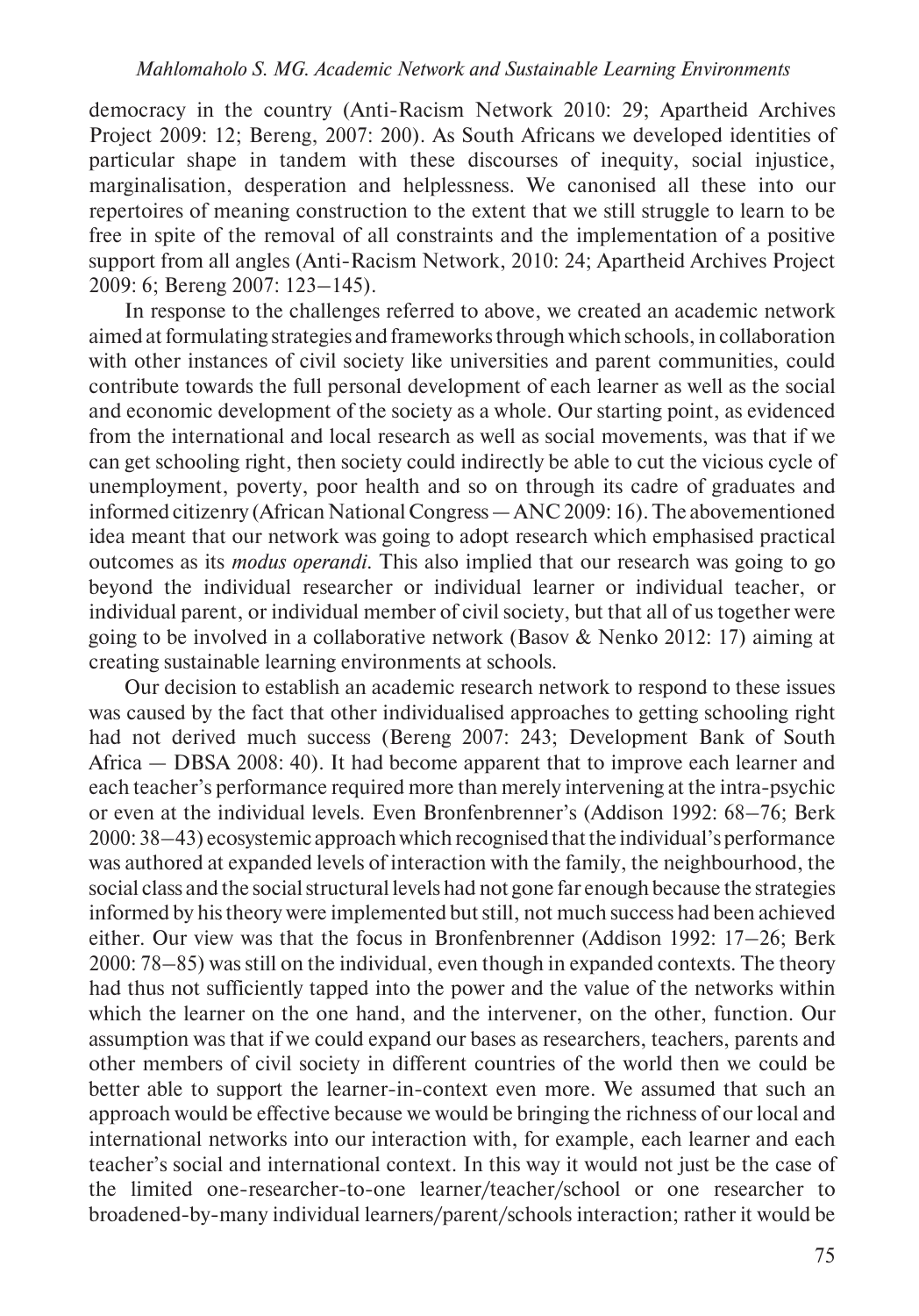democracy in the country (Anti-Racism Network 2010: 29; Apartheid Archives Project 2009: 12; Bereng, 2007: 200). As South Africans we developed identities of particular shape in tandem with these discourses of inequity, social injustice, marginalisation, desperation and helplessness. We canonised all these into our repertoires of meaning construction to the extent that we still struggle to learn to be free in spite of the removal of all constraints and the implementation of a positive support from all angles (Anti-Racism Network, 2010: 24; Apartheid Archives Project 2009: 6; Bereng 2007: 123–145).

In response to the challenges referred to above, we created an academic network aimed at formulating strategies and frameworks through which schools, in collaboration with other instances of civil society like universities and parent communities, could contribute towards the full personal development of each learner as well as the social and economic development of the society as a whole. Our starting point, as evidenced from the international and local research as well as social movements, was that if we can get schooling right, then society could indirectly be able to cut the vicious cycle of unemployment, poverty, poor health and so on through its cadre of graduates and informed citizenry (African National Congress — ANC 2009: 16). The abovementioned idea meant that our network was going to adopt research which emphasised practical outcomes as its *modus operandi*. This also implied that our research was going to go beyond the individual researcher or individual learner or individual teacher, or individual parent, or individual member of civil society, but that all of us together were going to be involved in a collaborative network (Basov & Nenko 2012: 17) aiming at creating sustainable learning environments at schools.

Our decision to establish an academic research network to respond to these issues was caused by the fact that other individualised approaches to getting schooling right had not derived much success (Bereng 2007: 243; Development Bank of South Africa — DBSA 2008: 40). It had become apparent that to improve each learner and each teacher's performance required more than merely intervening at the intra-psychic or even at the individual levels. Even Bronfenbrenner's (Addison 1992: 68–76; Berk 2000: 38–43) ecosystemic approach which recognised that the individual's performance was authored at expanded levels of interaction with the family, the neighbourhood, the social class and the social structural levels had not gone far enough because the strategies informed by his theory were implemented but still, not much success had been achieved either. Our view was that the focus in Bronfenbrenner (Addison 1992: 17–26; Berk 2000: 78–85) was still on the individual, even though in expanded contexts. The theory had thus not sufficiently tapped into the power and the value of the networks within which the learner on the one hand, and the intervener, on the other, function. Our assumption was that if we could expand our bases as researchers, teachers, parents and other members of civil society in different countries of the world then we could be better able to support the learner-in-context even more. We assumed that such an approach would be effective because we would be bringing the richness of our local and international networks into our interaction with, for example, each learner and each teacher's social and international context. In this way it would not just be the case of the limited one-researcher-to-one learner/teacher/school or one researcher to broadened-by-many individual learners/parent/schools interaction; rather it would be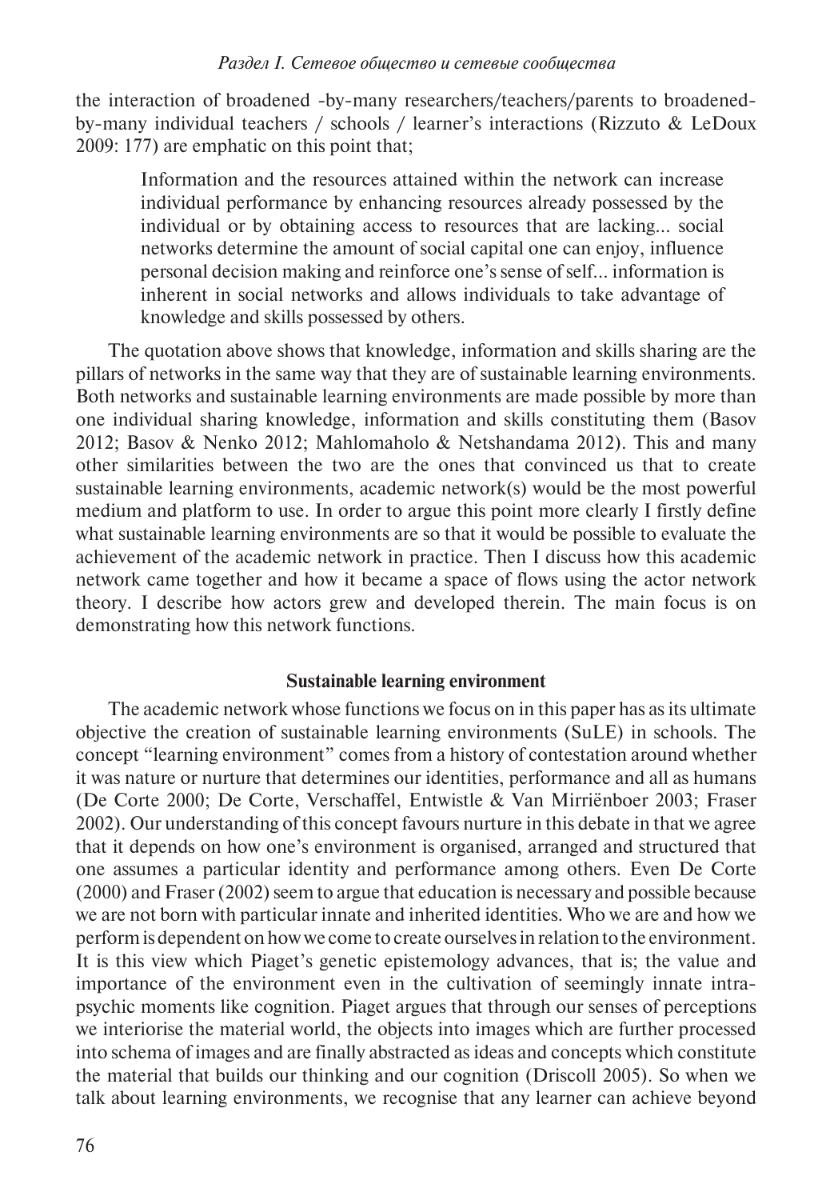the interaction of broadened -by-many researchers/teachers/parents to broadened-by-many individual teachers / schools / learner's interactions (Rizzuto & LeDoux 2009: 177) are emphatic on this point that;

> Information and the resources attained within the network can increase individual performance by enhancing resources already possessed by the individual or by obtaining access to resources that are lacking... social networks determine the amount of social capital one can enjoy, influence personal decision making and reinforce one's sense of self... information is inherent in social networks and allows individuals to take advantage of knowledge and skills possessed by others.

The quotation above shows that knowledge, information and skills sharing are the pillars of networks in the same way that they are of sustainable learning environments. Both networks and sustainable learning environments are made possible by more than one individual sharing knowledge, information and skills constituting them (Basov 2012; Basov & Nenko 2012; Mahlomaholo & Netshandama 2012). This and many other similarities between the two are the ones that convinced us that to create sustainable learning environments, academic network(s) would be the most powerful medium and platform to use. In order to argue this point more clearly I firstly define what sustainable learning environments are so that it would be possible to evaluate the achievement of the academic network in practice. Then I discuss how this academic network came together and how it became a space of flows using the actor network theory. I describe how actors grew and developed therein. The main focus is on demonstrating how this network functions.

## Sustainable learning environment

The academic network whose functions we focus on in this paper has as its ultimate objective the creation of sustainable learning environments (SuLE) in schools. The concept "learning environment" comes from a history of contestation around whether it was nature or nurture that determines our identities, performance and all as humans (De Corte 2000; De Corte, Verschaffel, Entwistle & Van Mirriënboer 2003; Fraser 2002). Our understanding of this concept favours nurture in this debate in that we agree that it depends on how one's environment is organised, arranged and structured that one assumes a particular identity and performance among others. Even De Corte (2000) and Fraser (2002) seem to argue that education is necessary and possible because we are not born with particular innate and inherited identities. Who we are and how we perform is dependent on how we come to create ourselves in relation to the environment. It is this view which Piaget's genetic epistemology advances, that is; the value and importance of the environment even in the cultivation of seemingly innate intra-psychic moments like cognition. Piaget argues that through our senses of perceptions we interiorise the material world, the objects into images which are further processed into schema of images and are finally abstracted as ideas and concepts which constitute the material that builds our thinking and our cognition (Driscoll 2005). So when we talk about learning environments, we recognise that any learner can achieve beyond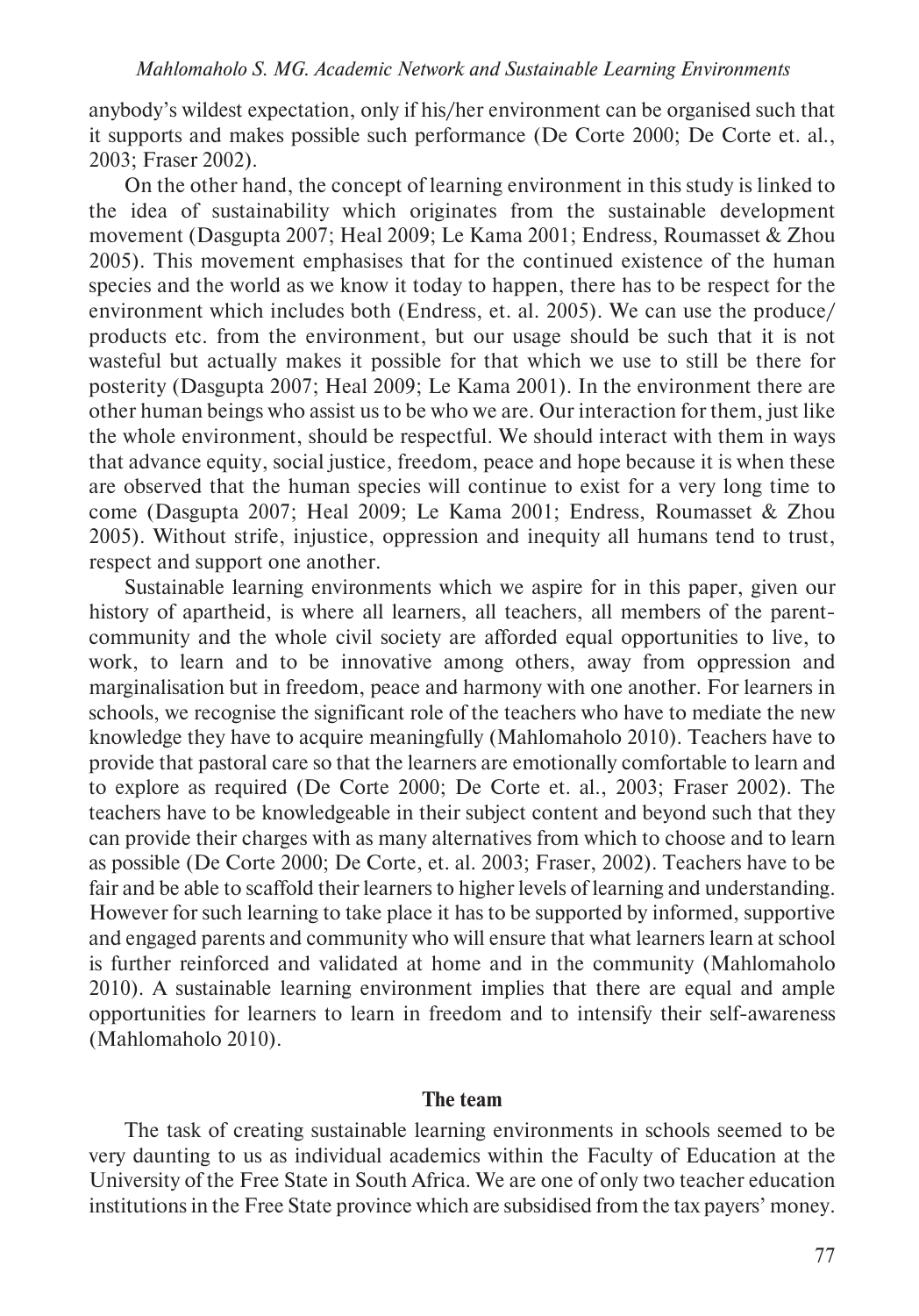anybody's wildest expectation, only if his/her environment can be organised such that it supports and makes possible such performance (De Corte 2000; De Corte et. al., 2003; Fraser 2002).

On the other hand, the concept of learning environment in this study is linked to the idea of sustainability which originates from the sustainable development movement (Dasgupta 2007; Heal 2009; Le Kama 2001; Endress, Roumasset & Zhou 2005). This movement emphasises that for the continued existence of the human species and the world as we know it today to happen, there has to be respect for the environment which includes both (Endress, et. al. 2005). We can use the produce/ products etc. from the environment, but our usage should be such that it is not wasteful but actually makes it possible for that which we use to still be there for posterity (Dasgupta 2007; Heal 2009; Le Kama 2001). In the environment there are other human beings who assist us to be who we are. Our interaction for them, just like the whole environment, should be respectful. We should interact with them in ways that advance equity, social justice, freedom, peace and hope because it is when these are observed that the human species will continue to exist for a very long time to come (Dasgupta 2007; Heal 2009; Le Kama 2001; Endress, Roumasset & Zhou 2005). Without strife, injustice, oppression and inequity all humans tend to trust, respect and support one another.

Sustainable learning environments which we aspire for in this paper, given our history of apartheid, is where all learners, all teachers, all members of the parent-community and the whole civil society are afforded equal opportunities to live, to work, to learn and to be innovative among others, away from oppression and marginalisation but in freedom, peace and harmony with one another. For learners in schools, we recognise the significant role of the teachers who have to mediate the new knowledge they have to acquire meaningfully (Mahlomaholo 2010). Teachers have to provide that pastoral care so that the learners are emotionally comfortable to learn and to explore as required (De Corte 2000; De Corte et. al., 2003; Fraser 2002). The teachers have to be knowledgeable in their subject content and beyond such that they can provide their charges with as many alternatives from which to choose and to learn as possible (De Corte 2000; De Corte, et. al. 2003; Fraser, 2002). Teachers have to be fair and be able to scaffold their learners to higher levels of learning and understanding. However for such learning to take place it has to be supported by informed, supportive and engaged parents and community who will ensure that what learners learn at school is further reinforced and validated at home and in the community (Mahlomaholo 2010). A sustainable learning environment implies that there are equal and ample opportunities for learners to learn in freedom and to intensify their self-awareness (Mahlomaholo 2010).

## The team

The task of creating sustainable learning environments in schools seemed to be very daunting to us as individual academics within the Faculty of Education at the University of the Free State in South Africa. We are one of only two teacher education institutions in the Free State province which are subsidised from the tax payers' money.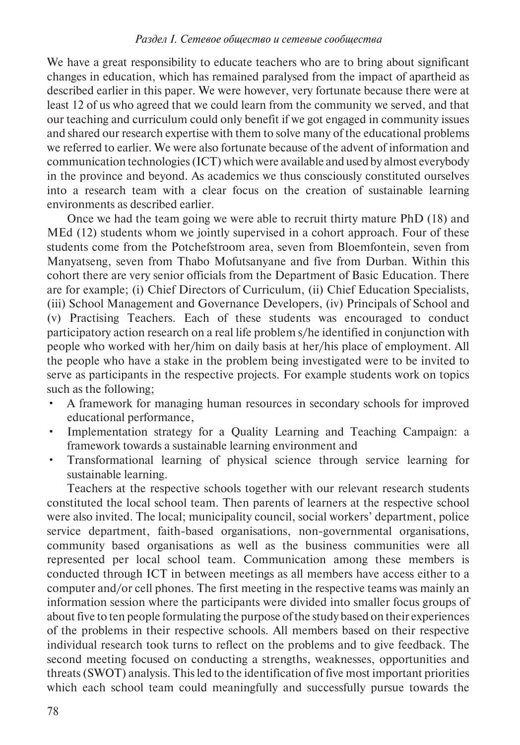We have a great responsibility to educate teachers who are to bring about significant changes in education, which has remained paralysed from the impact of apartheid as described earlier in this paper. We were however, very fortunate because there were at least 12 of us who agreed that we could learn from the community we served, and that our teaching and curriculum could only benefit if we got engaged in community issues and shared our research expertise with them to solve many of the educational problems we referred to earlier. We were also fortunate because of the advent of information and communication technologies (ICT) which were available and used by almost everybody in the province and beyond. As academics we thus consciously constituted ourselves into a research team with a clear focus on the creation of sustainable learning environments as described earlier.

Once we had the team going we were able to recruit thirty mature PhD (18) and MEd (12) students whom we jointly supervised in a cohort approach. Four of these students come from the Potchefstroom area, seven from Bloemfontein, seven from Manyatseng, seven from Thabo Mofutsanyane and five from Durban. Within this cohort there are very senior officials from the Department of Basic Education. There are for example; (i) Chief Directors of Curriculum, (ii) Chief Education Specialists, (iii) School Management and Governance Developers, (iv) Principals of School and (v) Practising Teachers. Each of these students was encouraged to conduct participatory action research on a real life problem s/he identified in conjunction with people who worked with her/him on daily basis at her/his place of employment. All the people who have a stake in the problem being investigated were to be invited to serve as participants in the respective projects. For example students work on topics such as the following;

- A framework for managing human resources in secondary schools for improved educational performance,
- Implementation strategy for a Quality Learning and Teaching Campaign: a framework towards a sustainable learning environment and
- Transformational learning of physical science through service learning for sustainable learning.

Teachers at the respective schools together with our relevant research students constituted the local school team. Then parents of learners at the respective school were also invited. The local; municipality council, social workers' department, police service department, faith-based organisations, non-governmental organisations, community based organisations as well as the business communities were all represented per local school team. Communication among these members is conducted through ICT in between meetings as all members have access either to a computer and/or cell phones. The first meeting in the respective teams was mainly an information session where the participants were divided into smaller focus groups of about five to ten people formulating the purpose of the study based on their experiences of the problems in their respective schools. All members based on their respective individual research took turns to reflect on the problems and to give feedback. The second meeting focused on conducting a strengths, weaknesses, opportunities and threats (SWOT) analysis. This led to the identification of five most important priorities which each school team could meaningfully and successfully pursue towards the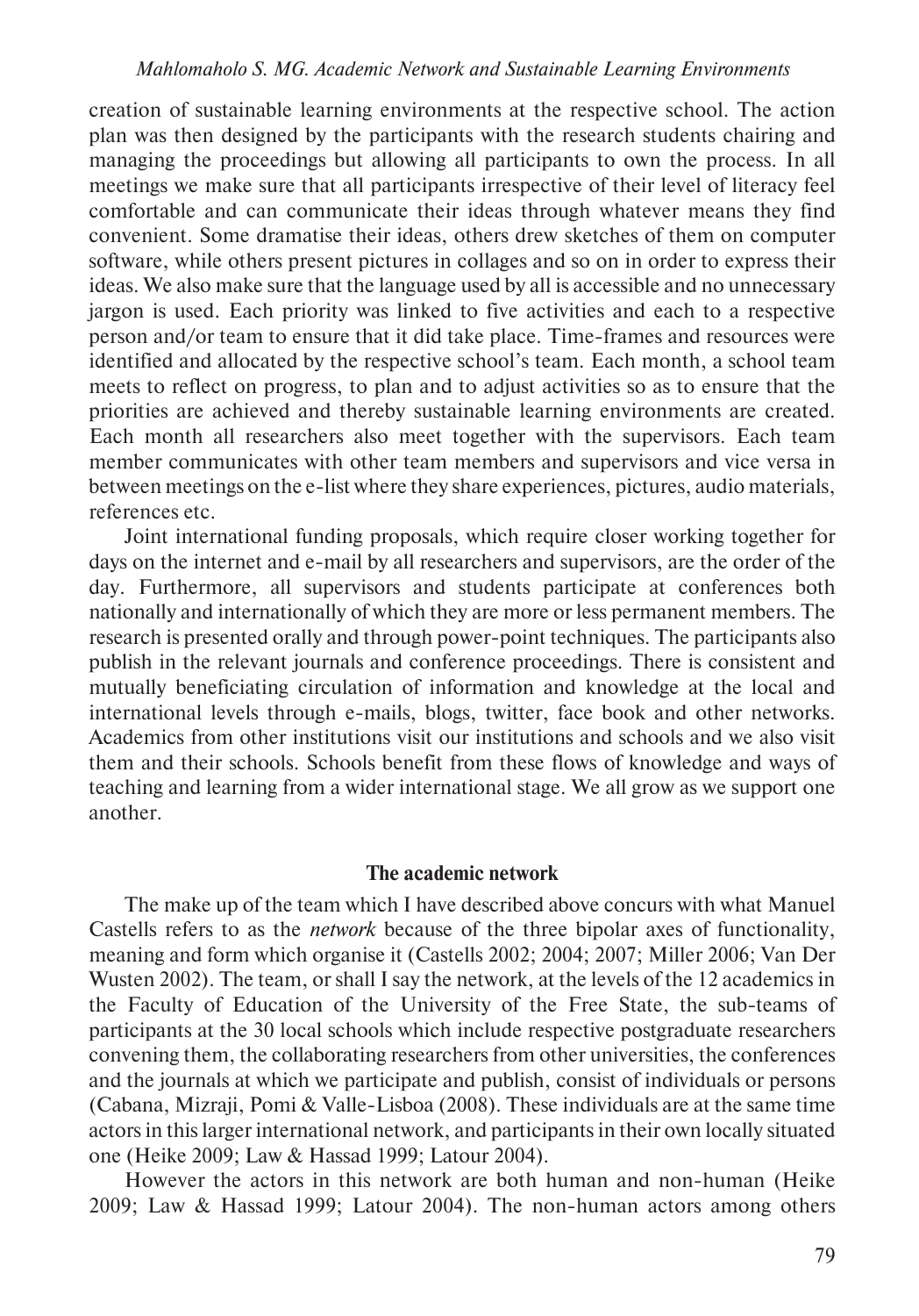creation of sustainable learning environments at the respective school. The action plan was then designed by the participants with the research students chairing and managing the proceedings but allowing all participants to own the process. In all meetings we make sure that all participants irrespective of their level of literacy feel comfortable and can communicate their ideas through whatever means they find convenient. Some dramatise their ideas, others drew sketches of them on computer software, while others present pictures in collages and so on in order to express their ideas. We also make sure that the language used by all is accessible and no unnecessary jargon is used. Each priority was linked to five activities and each to a respective person and/or team to ensure that it did take place. Time-frames and resources were identified and allocated by the respective school's team. Each month, a school team meets to reflect on progress, to plan and to adjust activities so as to ensure that the priorities are achieved and thereby sustainable learning environments are created. Each month all researchers also meet together with the supervisors. Each team member communicates with other team members and supervisors and vice versa in between meetings on the e-list where they share experiences, pictures, audio materials, references etc.

Joint international funding proposals, which require closer working together for days on the internet and e-mail by all researchers and supervisors, are the order of the day. Furthermore, all supervisors and students participate at conferences both nationally and internationally of which they are more or less permanent members. The research is presented orally and through power-point techniques. The participants also publish in the relevant journals and conference proceedings. There is consistent and mutually beneficiating circulation of information and knowledge at the local and international levels through e-mails, blogs, twitter, face book and other networks. Academics from other institutions visit our institutions and schools and we also visit them and their schools. Schools benefit from these flows of knowledge and ways of teaching and learning from a wider international stage. We all grow as we support one another.

## The academic network

The make up of the team which I have described above concurs with what Manuel Castells refers to as the *network* because of the three bipolar axes of functionality, meaning and form which organise it (Castells 2002; 2004; 2007; Miller 2006; Van Der Wusten 2002). The team, or shall I say the network, at the levels of the 12 academics in the Faculty of Education of the University of the Free State, the sub-teams of participants at the 30 local schools which include respective postgraduate researchers convening them, the collaborating researchers from other universities, the conferences and the journals at which we participate and publish, consist of individuals or persons (Cabana, Mizraji, Pomi & Valle-Lisboa (2008). These individuals are at the same time actors in this larger international network, and participants in their own locally situated one (Heike 2009; Law & Hassad 1999; Latour 2004).

However the actors in this network are both human and non-human (Heike 2009; Law & Hassad 1999; Latour 2004). The non-human actors among others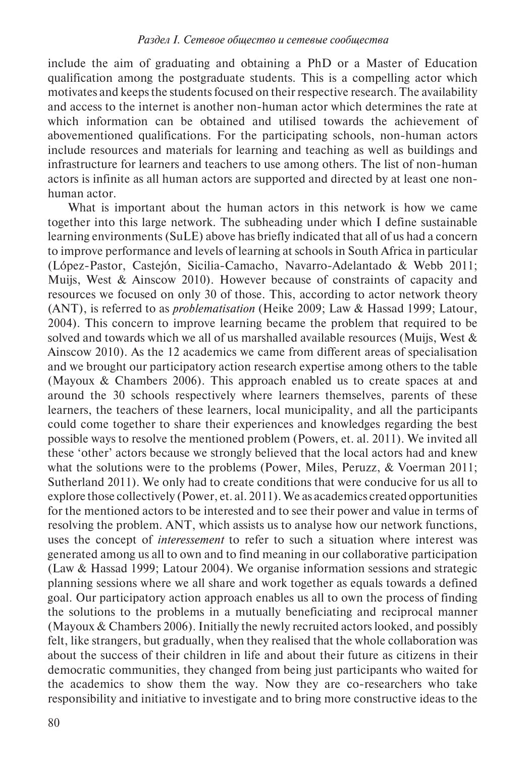include the aim of graduating and obtaining a PhD or a Master of Education qualification among the postgraduate students. This is a compelling actor which motivates and keeps the students focused on their respective research. The availability and access to the internet is another non-human actor which determines the rate at which information can be obtained and utilised towards the achievement of abovementioned qualifications. For the participating schools, non-human actors include resources and materials for learning and teaching as well as buildings and infrastructure for learners and teachers to use among others. The list of non-human actors is infinite as all human actors are supported and directed by at least one non-human actor.

What is important about the human actors in this network is how we came together into this large network. The subheading under which I define sustainable learning environments (SuLE) above has briefly indicated that all of us had a concern to improve performance and levels of learning at schools in South Africa in particular (López-Pastor, Castejón, Sicilia-Camacho, Navarro-Adelantado & Webb 2011; Muijs, West & Ainscow 2010). However because of constraints of capacity and resources we focused on only 30 of those. This, according to actor network theory (ANT), is referred to as *problematisation* (Heike 2009; Law & Hassad 1999; Latour, 2004). This concern to improve learning became the problem that required to be solved and towards which we all of us marshalled available resources (Muijs, West & Ainscow 2010). As the 12 academics we came from different areas of specialisation and we brought our participatory action research expertise among others to the table (Mayoux & Chambers 2006). This approach enabled us to create spaces at and around the 30 schools respectively where learners themselves, parents of these learners, the teachers of these learners, local municipality, and all the participants could come together to share their experiences and knowledges regarding the best possible ways to resolve the mentioned problem (Powers, et. al. 2011). We invited all these 'other' actors because we strongly believed that the local actors had and knew what the solutions were to the problems (Power, Miles, Peruzz, & Voerman 2011; Sutherland 2011). We only had to create conditions that were conducive for us all to explore those collectively (Power, et. al. 2011). We as academics created opportunities for the mentioned actors to be interested and to see their power and value in terms of resolving the problem. ANT, which assists us to analyse how our network functions, uses the concept of *interessement* to refer to such a situation where interest was generated among us all to own and to find meaning in our collaborative participation (Law & Hassad 1999; Latour 2004). We organise information sessions and strategic planning sessions where we all share and work together as equals towards a defined goal. Our participatory action approach enables us all to own the process of finding the solutions to the problems in a mutually beneficiating and reciprocal manner (Mayoux & Chambers 2006). Initially the newly recruited actors looked, and possibly felt, like strangers, but gradually, when they realised that the whole collaboration was about the success of their children in life and about their future as citizens in their democratic communities, they changed from being just participants who waited for the academics to show them the way. Now they are co-researchers who take responsibility and initiative to investigate and to bring more constructive ideas to the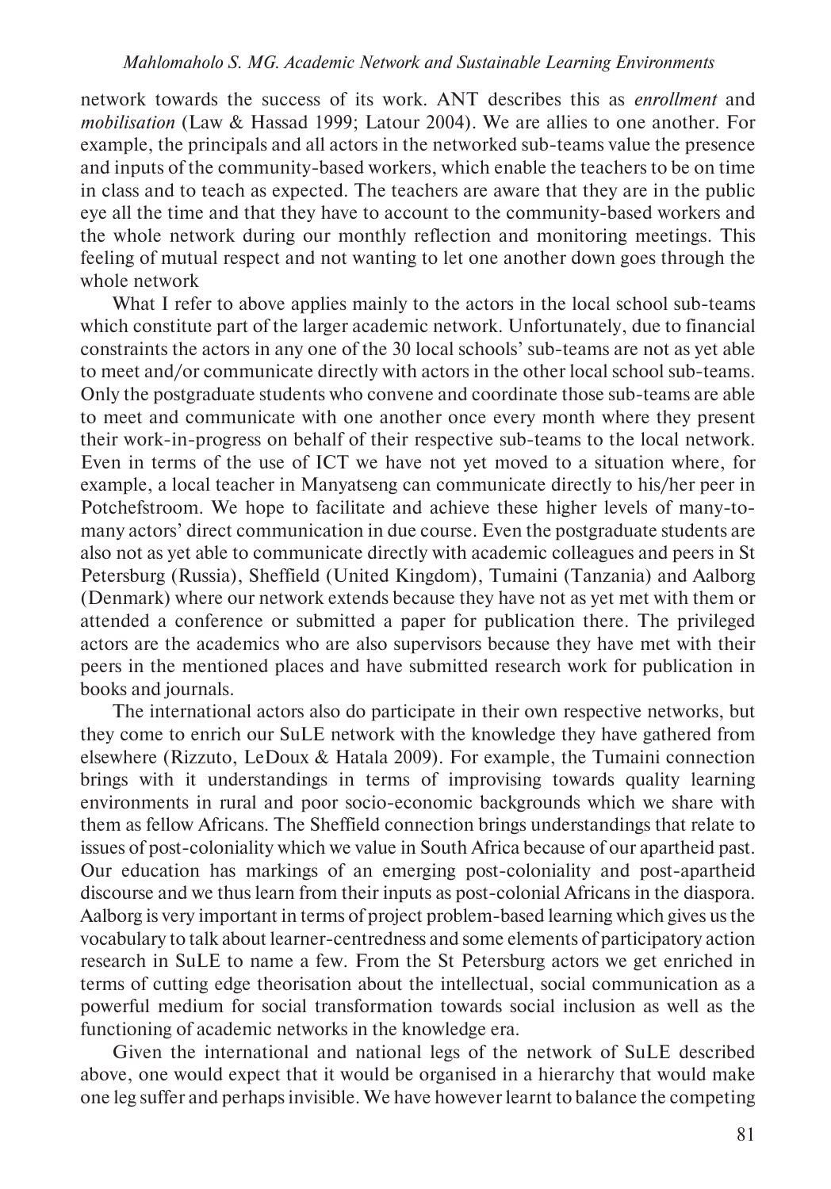network towards the success of its work. ANT describes this as *enrollment* and *mobilisation* (Law & Hassad 1999; Latour 2004). We are allies to one another. For example, the principals and all actors in the networked sub-teams value the presence and inputs of the community-based workers, which enable the teachers to be on time in class and to teach as expected. The teachers are aware that they are in the public eye all the time and that they have to account to the community-based workers and the whole network during our monthly reflection and monitoring meetings. This feeling of mutual respect and not wanting to let one another down goes through the whole network

What I refer to above applies mainly to the actors in the local school sub-teams which constitute part of the larger academic network. Unfortunately, due to financial constraints the actors in any one of the 30 local schools' sub-teams are not as yet able to meet and/or communicate directly with actors in the other local school sub-teams. Only the postgraduate students who convene and coordinate those sub-teams are able to meet and communicate with one another once every month where they present their work-in-progress on behalf of their respective sub-teams to the local network. Even in terms of the use of ICT we have not yet moved to a situation where, for example, a local teacher in Manyatseng can communicate directly to his/her peer in Potchefstroom. We hope to facilitate and achieve these higher levels of many-to-many actors' direct communication in due course. Even the postgraduate students are also not as yet able to communicate directly with academic colleagues and peers in St Petersburg (Russia), Sheffield (United Kingdom), Tumaini (Tanzania) and Aalborg (Denmark) where our network extends because they have not as yet met with them or attended a conference or submitted a paper for publication there. The privileged actors are the academics who are also supervisors because they have met with their peers in the mentioned places and have submitted research work for publication in books and journals.

The international actors also do participate in their own respective networks, but they come to enrich our SuLE network with the knowledge they have gathered from elsewhere (Rizzuto, LeDoux & Hatala 2009). For example, the Tumaini connection brings with it understandings in terms of improvising towards quality learning environments in rural and poor socio-economic backgrounds which we share with them as fellow Africans. The Sheffield connection brings understandings that relate to issues of post-coloniality which we value in South Africa because of our apartheid past. Our education has markings of an emerging post-coloniality and post-apartheid discourse and we thus learn from their inputs as post-colonial Africans in the diaspora. Aalborg is very important in terms of project problem-based learning which gives us the vocabulary to talk about learner-centredness and some elements of participatory action research in SuLE to name a few. From the St Petersburg actors we get enriched in terms of cutting edge theorisation about the intellectual, social communication as a powerful medium for social transformation towards social inclusion as well as the functioning of academic networks in the knowledge era.

Given the international and national legs of the network of SuLE described above, one would expect that it would be organised in a hierarchy that would make one leg suffer and perhaps invisible. We have however learnt to balance the competing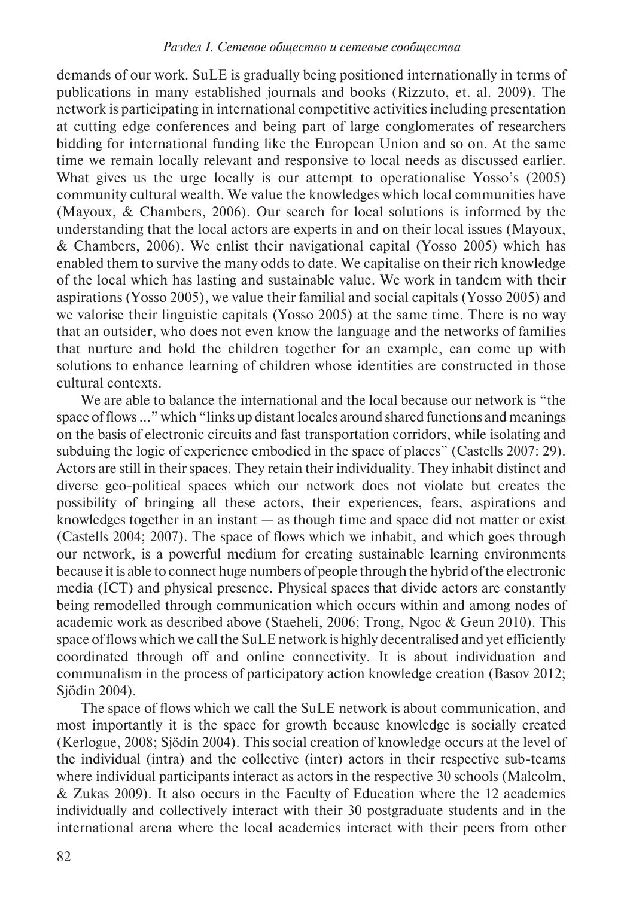demands of our work. SuLE is gradually being positioned internationally in terms of publications in many established journals and books (Rizzuto, et. al. 2009). The network is participating in international competitive activities including presentation at cutting edge conferences and being part of large conglomerates of researchers bidding for international funding like the European Union and so on. At the same time we remain locally relevant and responsive to local needs as discussed earlier. What gives us the urge locally is our attempt to operationalise Yosso's (2005) community cultural wealth. We value the knowledges which local communities have (Mayoux, & Chambers, 2006). Our search for local solutions is informed by the understanding that the local actors are experts in and on their local issues (Mayoux, & Chambers, 2006). We enlist their navigational capital (Yosso 2005) which has enabled them to survive the many odds to date. We capitalise on their rich knowledge of the local which has lasting and sustainable value. We work in tandem with their aspirations (Yosso 2005), we value their familial and social capitals (Yosso 2005) and we valorise their linguistic capitals (Yosso 2005) at the same time. There is no way that an outsider, who does not even know the language and the networks of families that nurture and hold the children together for an example, can come up with solutions to enhance learning of children whose identities are constructed in those cultural contexts.

We are able to balance the international and the local because our network is "the space of flows ..." which "links up distant locales around shared functions and meanings on the basis of electronic circuits and fast transportation corridors, while isolating and subduing the logic of experience embodied in the space of places" (Castells 2007: 29). Actors are still in their spaces. They retain their individuality. They inhabit distinct and diverse geo-political spaces which our network does not violate but creates the possibility of bringing all these actors, their experiences, fears, aspirations and knowledges together in an instant — as though time and space did not matter or exist (Castells 2004; 2007). The space of flows which we inhabit, and which goes through our network, is a powerful medium for creating sustainable learning environments because it is able to connect huge numbers of people through the hybrid of the electronic media (ICT) and physical presence. Physical spaces that divide actors are constantly being remodelled through communication which occurs within and among nodes of academic work as described above (Staeheli, 2006; Trong, Ngoc & Geun 2010). This space of flows which we call the SuLE network is highly decentralised and yet efficiently coordinated through off and online connectivity. It is about individuation and communalism in the process of participatory action knowledge creation (Basov 2012; Sjödin 2004).

The space of flows which we call the SuLE network is about communication, and most importantly it is the space for growth because knowledge is socially created (Kerlogue, 2008; Sjödin 2004). This social creation of knowledge occurs at the level of the individual (intra) and the collective (inter) actors in their respective sub-teams where individual participants interact as actors in the respective 30 schools (Malcolm, & Zukas 2009). It also occurs in the Faculty of Education where the 12 academics individually and collectively interact with their 30 postgraduate students and in the international arena where the local academics interact with their peers from other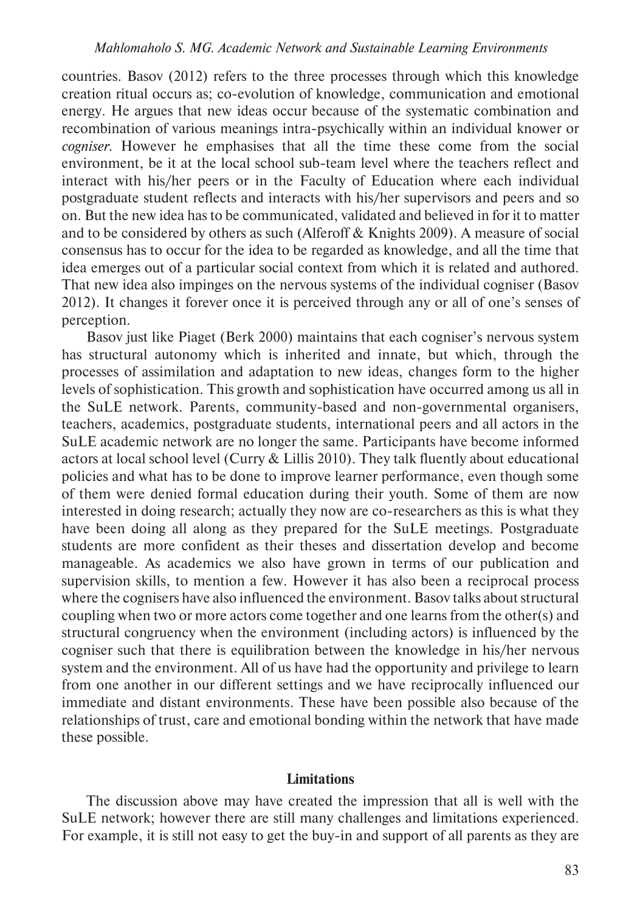countries. Basov (2012) refers to the three processes through which this knowledge creation ritual occurs as; co-evolution of knowledge, communication and emotional energy. He argues that new ideas occur because of the systematic combination and recombination of various meanings intra-psychically within an individual knower or *cogniser*. However he emphasises that all the time these come from the social environment, be it at the local school sub-team level where the teachers reflect and interact with his/her peers or in the Faculty of Education where each individual postgraduate student reflects and interacts with his/her supervisors and peers and so on. But the new idea has to be communicated, validated and believed in for it to matter and to be considered by others as such (Alferoff & Knights 2009). A measure of social consensus has to occur for the idea to be regarded as knowledge, and all the time that idea emerges out of a particular social context from which it is related and authored. That new idea also impinges on the nervous systems of the individual cogniser (Basov 2012). It changes it forever once it is perceived through any or all of one's senses of perception.

Basov just like Piaget (Berk 2000) maintains that each cogniser's nervous system has structural autonomy which is inherited and innate, but which, through the processes of assimilation and adaptation to new ideas, changes form to the higher levels of sophistication. This growth and sophistication have occurred among us all in the SuLE network. Parents, community-based and non-governmental organisers, teachers, academics, postgraduate students, international peers and all actors in the SuLE academic network are no longer the same. Participants have become informed actors at local school level (Curry & Lillis 2010). They talk fluently about educational policies and what has to be done to improve learner performance, even though some of them were denied formal education during their youth. Some of them are now interested in doing research; actually they now are co-researchers as this is what they have been doing all along as they prepared for the SuLE meetings. Postgraduate students are more confident as their theses and dissertation develop and become manageable. As academics we also have grown in terms of our publication and supervision skills, to mention a few. However it has also been a reciprocal process where the cognisers have also influenced the environment. Basov talks about structural coupling when two or more actors come together and one learns from the other(s) and structural congruency when the environment (including actors) is influenced by the cogniser such that there is equilibration between the knowledge in his/her nervous system and the environment. All of us have had the opportunity and privilege to learn from one another in our different settings and we have reciprocally influenced our immediate and distant environments. These have been possible also because of the relationships of trust, care and emotional bonding within the network that have made these possible.

## Limitations

The discussion above may have created the impression that all is well with the SuLE network; however there are still many challenges and limitations experienced. For example, it is still not easy to get the buy-in and support of all parents as they are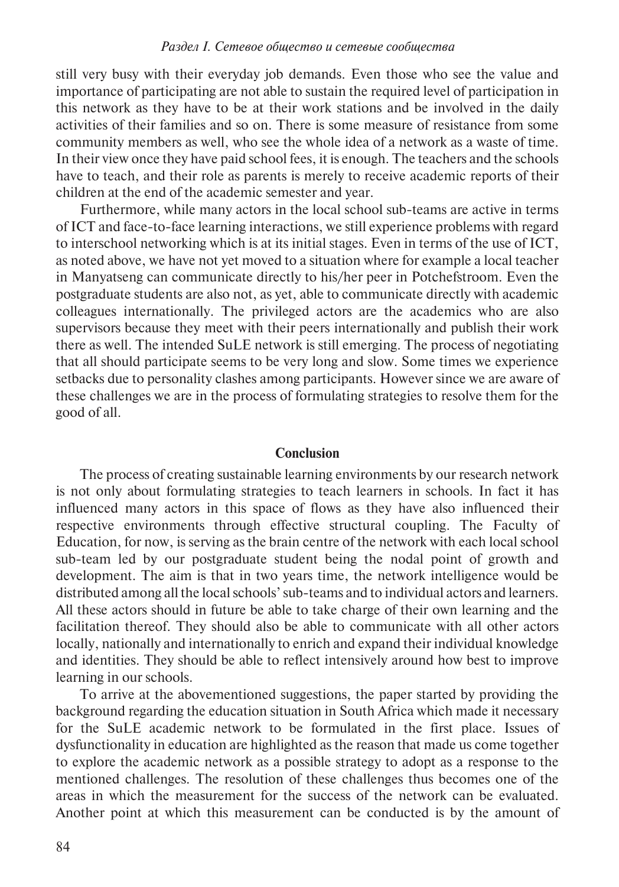still very busy with their everyday job demands. Even those who see the value and importance of participating are not able to sustain the required level of participation in this network as they have to be at their work stations and be involved in the daily activities of their families and so on. There is some measure of resistance from some community members as well, who see the whole idea of a network as a waste of time. In their view once they have paid school fees, it is enough. The teachers and the schools have to teach, and their role as parents is merely to receive academic reports of their children at the end of the academic semester and year.

Furthermore, while many actors in the local school sub-teams are active in terms of ICT and face-to-face learning interactions, we still experience problems with regard to interschool networking which is at its initial stages. Even in terms of the use of ICT, as noted above, we have not yet moved to a situation where for example a local teacher in Manyatseng can communicate directly to his/her peer in Potchefstroom. Even the postgraduate students are also not, as yet, able to communicate directly with academic colleagues internationally. The privileged actors are the academics who are also supervisors because they meet with their peers internationally and publish their work there as well. The intended SuLE network is still emerging. The process of negotiating that all should participate seems to be very long and slow. Some times we experience setbacks due to personality clashes among participants. However since we are aware of these challenges we are in the process of formulating strategies to resolve them for the good of all.

## Conclusion

The process of creating sustainable learning environments by our research network is not only about formulating strategies to teach learners in schools. In fact it has influenced many actors in this space of flows as they have also influenced their respective environments through effective structural coupling. The Faculty of Education, for now, is serving as the brain centre of the network with each local school sub-team led by our postgraduate student being the nodal point of growth and development. The aim is that in two years time, the network intelligence would be distributed among all the local schools' sub-teams and to individual actors and learners. All these actors should in future be able to take charge of their own learning and the facilitation thereof. They should also be able to communicate with all other actors locally, nationally and internationally to enrich and expand their individual knowledge and identities. They should be able to reflect intensively around how best to improve learning in our schools.

To arrive at the abovementioned suggestions, the paper started by providing the background regarding the education situation in South Africa which made it necessary for the SuLE academic network to be formulated in the first place. Issues of dysfunctionality in education are highlighted as the reason that made us come together to explore the academic network as a possible strategy to adopt as a response to the mentioned challenges. The resolution of these challenges thus becomes one of the areas in which the measurement for the success of the network can be evaluated. Another point at which this measurement can be conducted is by the amount of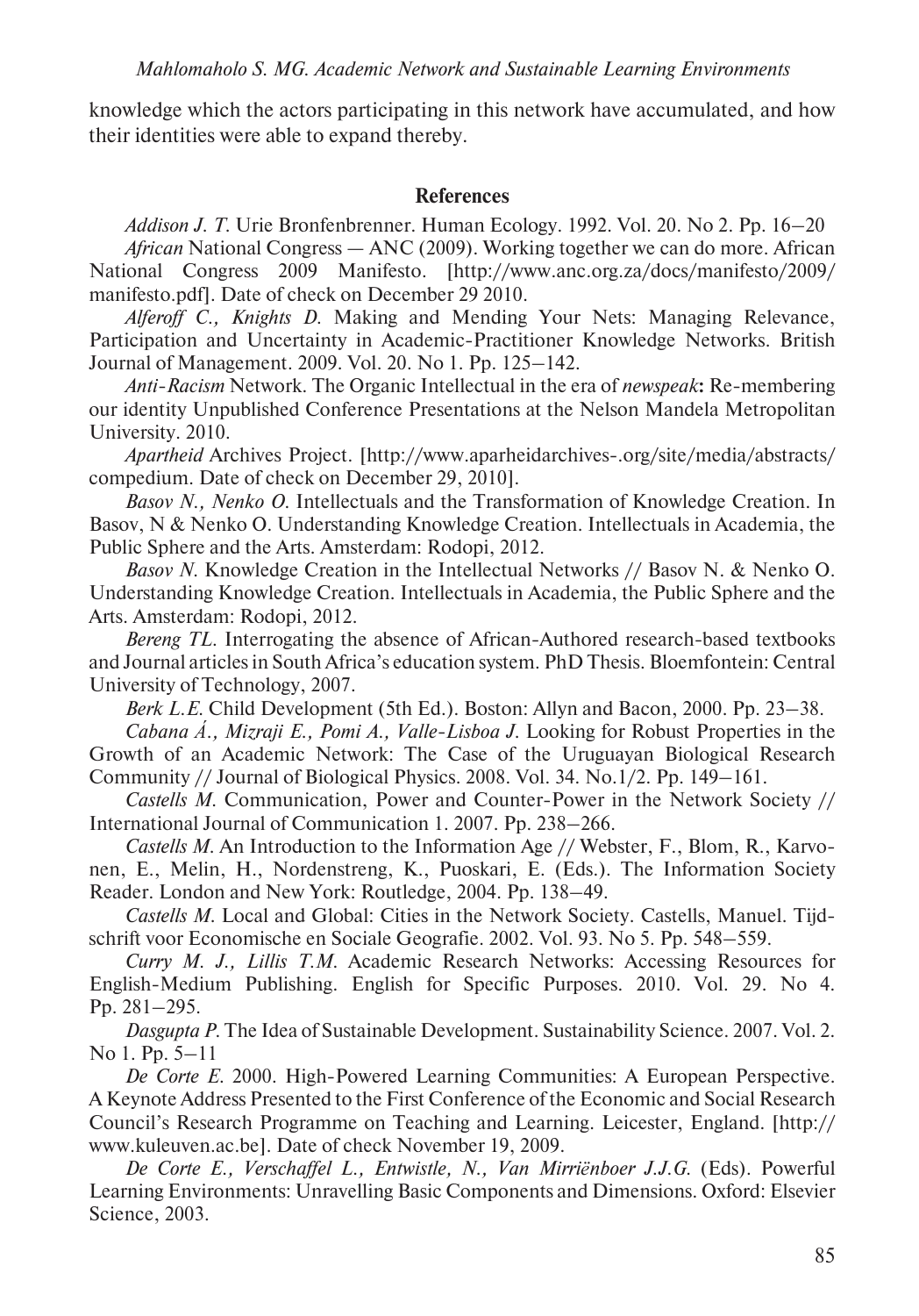knowledge which the actors participating in this network have accumulated, and how their identities were able to expand thereby.

## References

*Addison J. T.* Urie Bronfenbrenner. Human Ecology. 1992. Vol. 20. No 2. Pp. 16–20

*African* National Congress — ANC (2009). Working together we can do more. African National Congress 2009 Manifesto. [http://www.anc.org.za/docs/manifesto/2009/manifesto.pdf]. Date of check on December 29 2010.

*Alferoff C., Knights D.* Making and Mending Your Nets: Managing Relevance, Participation and Uncertainty in Academic-Practitioner Knowledge Networks. British Journal of Management. 2009. Vol. 20. No 1. Pp. 125–142.

*Anti-Racism* Network. The Organic Intellectual in the era of *newspeak*: Re-membering our identity Unpublished Conference Presentations at the Nelson Mandela Metropolitan University. 2010.

*Apartheid* Archives Project. [http://www.aparheidarchives-.org/site/media/abstracts/compedium. Date of check on December 29, 2010].

*Basov N., Nenko O.* Intellectuals and the Transformation of Knowledge Creation. In Basov, N & Nenko O. Understanding Knowledge Creation. Intellectuals in Academia, the Public Sphere and the Arts. Amsterdam: Rodopi, 2012.

*Basov N.* Knowledge Creation in the Intellectual Networks // Basov N. & Nenko O. Understanding Knowledge Creation. Intellectuals in Academia, the Public Sphere and the Arts. Amsterdam: Rodopi, 2012.

*Bereng TL.* Interrogating the absence of African-Authored research-based textbooks and Journal articles in South Africa's education system. PhD Thesis. Bloemfontein: Central University of Technology, 2007.

*Berk L.E.* Child Development (5th Ed.). Boston: Allyn and Bacon, 2000. Pp. 23–38.

*Cabana Á., Mizraji E., Pomi A., Valle-Lisboa J.* Looking for Robust Properties in the Growth of an Academic Network: The Case of the Uruguayan Biological Research Community // Journal of Biological Physics. 2008. Vol. 34. No.1/2. Pp. 149–161.

*Castells M.* Communication, Power and Counter-Power in the Network Society // International Journal of Communication 1. 2007. Pp. 238–266.

*Castells M.* An Introduction to the Information Age // Webster, F., Blom, R., Karvonen, E., Melin, H., Nordenstreng, K., Puoskari, E. (Eds.). The Information Society Reader. London and New York: Routledge, 2004. Pp. 138–49.

*Castells M.* Local and Global: Cities in the Network Society. Castells, Manuel. Tijdschrift voor Economische en Sociale Geografie. 2002. Vol. 93. No 5. Pp. 548–559.

*Curry M. J., Lillis T.M.* Academic Research Networks: Accessing Resources for English-Medium Publishing. English for Specific Purposes. 2010. Vol. 29. No 4. Pp. 281–295.

*Dasgupta P.* The Idea of Sustainable Development. Sustainability Science. 2007. Vol. 2. No 1. Pp. 5–11

*De Corte E.* 2000. High-Powered Learning Communities: A European Perspective. A Keynote Address Presented to the First Conference of the Economic and Social Research Council's Research Programme on Teaching and Learning. Leicester, England. [http://www.kuleuven.ac.be]. Date of check November 19, 2009.

*De Corte E., Verschaffel L., Entwistle, N., Van Mirriënboer J.J.G.* (Eds). Powerful Learning Environments: Unravelling Basic Components and Dimensions. Oxford: Elsevier Science, 2003.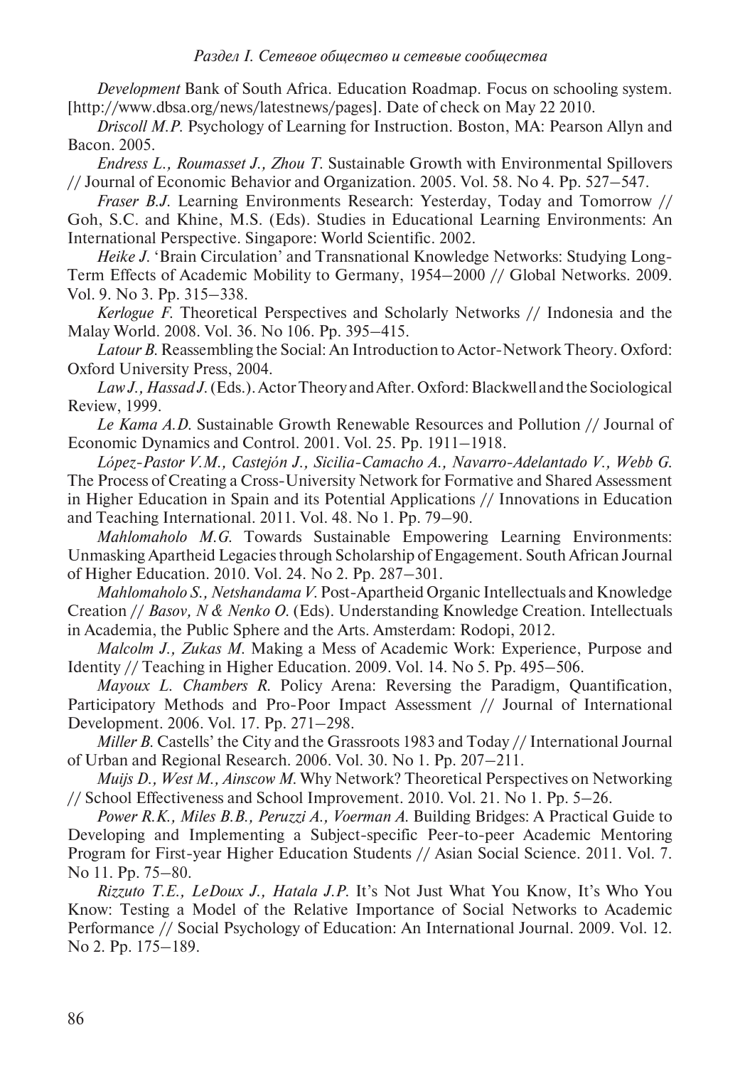*Development* Bank of South Africa. Education Roadmap. Focus on schooling system. [http://www.dbsa.org/news/latestnews/pages]. Date of check on May 22 2010.

*Driscoll M.P.* Psychology of Learning for Instruction. Boston, MA: Pearson Allyn and Bacon. 2005.

*Endress L., Roumasset J., Zhou T.* Sustainable Growth with Environmental Spillovers // Journal of Economic Behavior and Organization. 2005. Vol. 58. No 4. Pp. 527–547.

*Fraser B.J.* Learning Environments Research: Yesterday, Today and Tomorrow // Goh, S.C. and Khine, M.S. (Eds). Studies in Educational Learning Environments: An International Perspective. Singapore: World Scientific. 2002.

*Heike J.* 'Brain Circulation' and Transnational Knowledge Networks: Studying Long-Term Effects of Academic Mobility to Germany, 1954–2000 // Global Networks. 2009. Vol. 9. No 3. Pp. 315–338.

*Kerlogue F.* Theoretical Perspectives and Scholarly Networks // Indonesia and the Malay World. 2008. Vol. 36. No 106. Pp. 395–415.

*Latour B.* Reassembling the Social: An Introduction to Actor-Network Theory. Oxford: Oxford University Press, 2004.

*Law J., Hassad J.* (Eds.). Actor Theory and After. Oxford: Blackwell and the Sociological Review, 1999.

*Le Kama A.D.* Sustainable Growth Renewable Resources and Pollution // Journal of Economic Dynamics and Control. 2001. Vol. 25. Pp. 1911–1918.

*López-Pastor V.M., Castejón J., Sicilia-Camacho A., Navarro-Adelantado V., Webb G.* The Process of Creating a Cross-University Network for Formative and Shared Assessment in Higher Education in Spain and its Potential Applications // Innovations in Education and Teaching International. 2011. Vol. 48. No 1. Pp. 79–90.

*Mahlomaholo M.G.* Towards Sustainable Empowering Learning Environments: Unmasking Apartheid Legacies through Scholarship of Engagement. South African Journal of Higher Education. 2010. Vol. 24. No 2. Pp. 287–301.

*Mahlomaholo S., Netshandama V.* Post-Apartheid Organic Intellectuals and Knowledge Creation // *Basov, N & Nenko O.* (Eds). Understanding Knowledge Creation. Intellectuals in Academia, the Public Sphere and the Arts. Amsterdam: Rodopi, 2012.

*Malcolm J., Zukas M.* Making a Mess of Academic Work: Experience, Purpose and Identity // Teaching in Higher Education. 2009. Vol. 14. No 5. Pp. 495–506.

*Mayoux L. Chambers R.* Policy Arena: Reversing the Paradigm, Quantification, Participatory Methods and Pro-Poor Impact Assessment // Journal of International Development. 2006. Vol. 17. Pp. 271–298.

*Miller B.* Castells' the City and the Grassroots 1983 and Today // International Journal of Urban and Regional Research. 2006. Vol. 30. No 1. Pp. 207–211.

*Muijs D., West M., Ainscow M.* Why Network? Theoretical Perspectives on Networking // School Effectiveness and School Improvement. 2010. Vol. 21. No 1. Pp. 5–26.

*Power R.K., Miles B.B., Peruzzi A., Voerman A.* Building Bridges: A Practical Guide to Developing and Implementing a Subject-specific Peer-to-peer Academic Mentoring Program for First-year Higher Education Students // Asian Social Science. 2011. Vol. 7. No 11. Pp. 75–80.

*Rizzuto T.E., LeDoux J., Hatala J.P.* It's Not Just What You Know, It's Who You Know: Testing a Model of the Relative Importance of Social Networks to Academic Performance // Social Psychology of Education: An International Journal. 2009. Vol. 12. No 2. Pp. 175–189.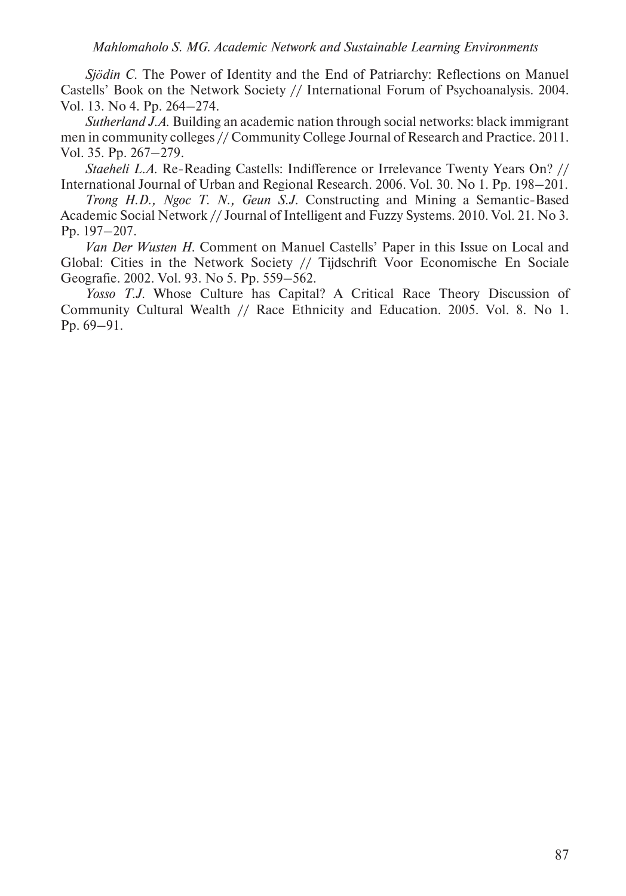*Sjödin C.* The Power of Identity and the End of Patriarchy: Reflections on Manuel Castells' Book on the Network Society // International Forum of Psychoanalysis. 2004. Vol. 13. No 4. Pp. 264–274.

*Sutherland J.A.* Building an academic nation through social networks: black immigrant men in community colleges // Community College Journal of Research and Practice. 2011. Vol. 35. Pp. 267–279.

*Staeheli L.A.* Re-Reading Castells: Indifference or Irrelevance Twenty Years On? // International Journal of Urban and Regional Research. 2006. Vol. 30. No 1. Pp. 198–201.

*Trong H.D., Ngoc T. N., Geun S.J.* Constructing and Mining a Semantic-Based Academic Social Network // Journal of Intelligent and Fuzzy Systems. 2010. Vol. 21. No 3. Pp. 197–207.

*Van Der Wusten H.* Comment on Manuel Castells' Paper in this Issue on Local and Global: Cities in the Network Society // Tijdschrift Voor Economische En Sociale Geografie. 2002. Vol. 93. No 5. Pp. 559–562.

*Yosso T.J.* Whose Culture has Capital? A Critical Race Theory Discussion of Community Cultural Wealth // Race Ethnicity and Education. 2005. Vol. 8. No 1. Pp. 69–91.